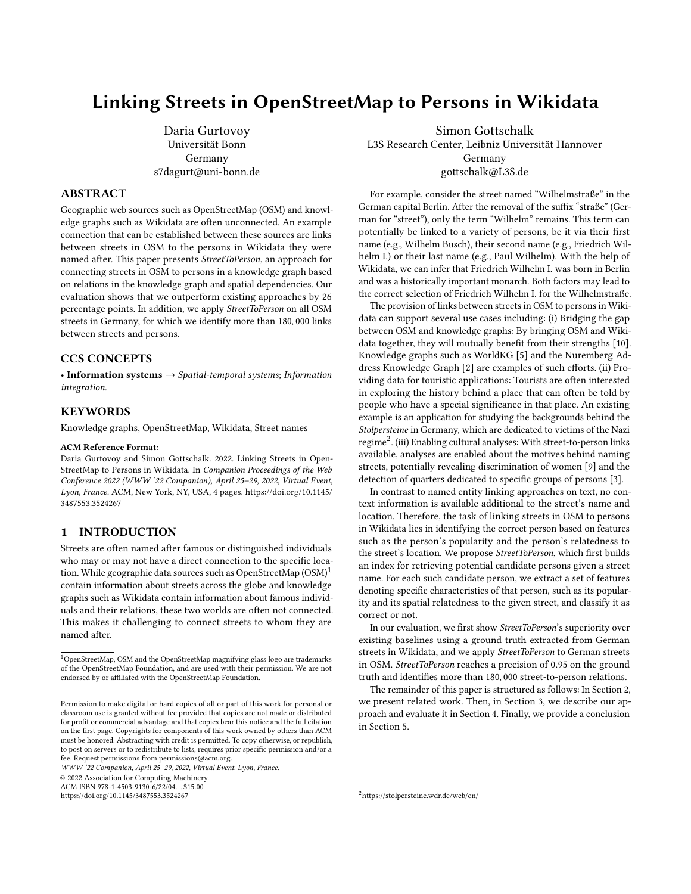# Linking Streets in OpenStreetMap to Persons in Wikidata

Daria Gurtovoy
Universität Bonn
Germany
s7dagurt@uni-bonn.de

Simon Gottschalk
L3S Research Center, Leibniz Universität Hannover
Germany
gottschalk@L3S.de

## ABSTRACT

Geographic web sources such as OpenStreetMap (OSM) and knowledge graphs such as Wikidata are often unconnected. An example connection that can be established between these sources are links between streets in OSM to the persons in Wikidata they were named after. This paper presents *StreetToPerson*, an approach for connecting streets in OSM to persons in a knowledge graph based on relations in the knowledge graph and spatial dependencies. Our evaluation shows that we outperform existing approaches by 26 percentage points. In addition, we apply *StreetToPerson* on all OSM streets in Germany, for which we identify more than 180,000 links between streets and persons.

## CCS CONCEPTS

• **Information systems** → *Spatial-temporal systems*; *Information integration.*

## KEYWORDS

Knowledge graphs, OpenStreetMap, Wikidata, Street names

**ACM Reference Format:**
Daria Gurtovoy and Simon Gottschalk. 2022. Linking Streets in OpenStreetMap to Persons in Wikidata. In *Companion Proceedings of the Web Conference 2022 (WWW '22 Companion), April 25–29, 2022, Virtual Event, Lyon, France.* ACM, New York, NY, USA, 4 pages. https://doi.org/10.1145/3487553.3524267

## 1 INTRODUCTION

Streets are often named after famous or distinguished individuals who may or may not have a direct connection to the specific location. While geographic data sources such as OpenStreetMap (OSM)[1] contain information about streets across the globe and knowledge graphs such as Wikidata contain information about famous individuals and their relations, these two worlds are often not connected. This makes it challenging to connect streets to whom they are named after.

For example, consider the street named "Wilhelmstraße" in the German capital Berlin. After the removal of the suffix "straße" (German for "street"), only the term "Wilhelm" remains. This term can potentially be linked to a variety of persons, be it via their first name (e.g., Wilhelm Busch), their second name (e.g., Friedrich Wilhelm I.) or their last name (e.g., Paul Wilhelm). With the help of Wikidata, we can infer that Friedrich Wilhelm I. was born in Berlin and was a historically important monarch. Both factors may lead to the correct selection of Friedrich Wilhelm I. for the Wilhelmstraße.

The provision of links between streets in OSM to persons in Wikidata can support several use cases including: (i) Bridging the gap between OSM and knowledge graphs: By bringing OSM and Wikidata together, they will mutually benefit from their strengths [10]. Knowledge graphs such as WorldKG [5] and the Nuremberg Address Knowledge Graph [2] are examples of such efforts. (ii) Providing data for touristic applications: Tourists are often interested in exploring the history behind a place that can often be told by people who have a special significance in that place. An existing example is an application for studying the backgrounds behind the *Stolpersteine* in Germany, which are dedicated to victims of the Nazi regime[2]. (iii) Enabling cultural analyses: With street-to-person links available, analyses are enabled about the motives behind naming streets, potentially revealing discrimination of women [9] and the detection of quarters dedicated to specific groups of persons [3].

In contrast to named entity linking approaches on text, no context information is available additional to the street's name and location. Therefore, the task of linking streets in OSM to persons in Wikidata lies in identifying the correct person based on features such as the person's popularity and the person's relatedness to the street's location. We propose *StreetToPerson*, which first builds an index for retrieving potential candidate persons given a street name. For each such candidate person, we extract a set of features denoting specific characteristics of that person, such as its popularity and its spatial relatedness to the given street, and classify it as correct or not.

In our evaluation, we first show *StreetToPerson*'s superiority over existing baselines using a ground truth extracted from German streets in Wikidata, and we apply *StreetToPerson* to German streets in OSM. *StreetToPerson* reaches a precision of 0.95 on the ground truth and identifies more than 180,000 street-to-person relations.

The remainder of this paper is structured as follows: In Section 2, we present related work. Then, in Section 3, we describe our approach and evaluate it in Section 4. Finally, we provide a conclusion in Section 5.

[1] OpenStreetMap, OSM and the OpenStreetMap magnifying glass logo are trademarks of the OpenStreetMap Foundation, and are used with their permission. We are not endorsed by or affiliated with the OpenStreetMap Foundation.

[2] https://stolpersteine.wdr.de/web/en/

Permission to make digital or hard copies of all or part of this work for personal or classroom use is granted without fee provided that copies are not made or distributed for profit or commercial advantage and that copies bear this notice and the full citation on the first page. Copyrights for components of this work owned by others than ACM must be honored. Abstracting with credit is permitted. To copy otherwise, or republish, to post on servers or to redistribute to lists, requires prior specific permission and/or a fee. Request permissions from permissions@acm.org.
*WWW '22 Companion, April 25–29, 2022, Virtual Event, Lyon, France.*
© 2022 Association for Computing Machinery.
ACM ISBN 978-1-4503-9130-6/22/04…$15.00
https://doi.org/10.1145/3487553.3524267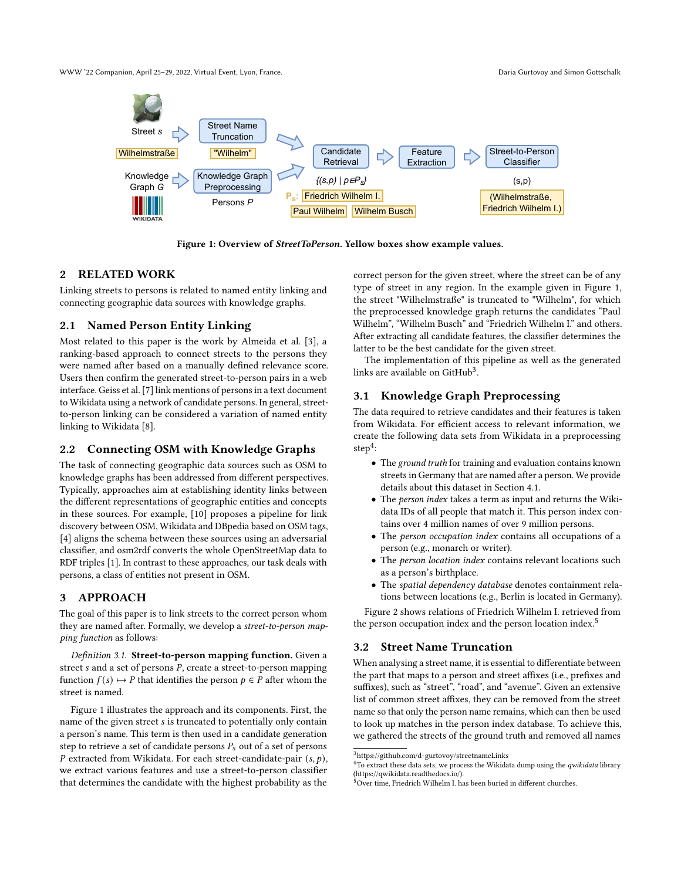Figure 1: Overview of *StreetToPerson*. Yellow boxes show example values.

## 2 RELATED WORK

Linking streets to persons is related to named entity linking and connecting geographic data sources with knowledge graphs.

### 2.1 Named Person Entity Linking

Most related to this paper is the work by Almeida et al. [3], a ranking-based approach to connect streets to the persons they were named after based on a manually defined relevance score. Users then confirm the generated street-to-person pairs in a web interface. Geiss et al. [7] link mentions of persons in a text document to Wikidata using a network of candidate persons. In general, street-to-person linking can be considered a variation of named entity linking to Wikidata [8].

### 2.2 Connecting OSM with Knowledge Graphs

The task of connecting geographic data sources such as OSM to knowledge graphs has been addressed from different perspectives. Typically, approaches aim at establishing identity links between the different representations of geographic entities and concepts in these sources. For example, [10] proposes a pipeline for link discovery between OSM, Wikidata and DBpedia based on OSM tags, [4] aligns the schema between these sources using an adversarial classifier, and osm2rdf converts the whole OpenStreetMap data to RDF triples [1]. In contrast to these approaches, our task deals with persons, a class of entities not present in OSM.

## 3 APPROACH

The goal of this paper is to link streets to the correct person whom they are named after. Formally, we develop a *street-to-person mapping function* as follows:

*Definition 3.1.* **Street-to-person mapping function.** Given a street $s$ and a set of persons $P$, create a street-to-person mapping function $f(s) \mapsto P$ that identifies the person $p \in P$ after whom the street is named.

Figure 1 illustrates the approach and its components. First, the name of the given street $s$ is truncated to potentially only contain a person's name. This term is then used in a candidate generation step to retrieve a set of candidate persons $P_s$ out of a set of persons $P$ extracted from Wikidata. For each street-candidate-pair $(s, p)$, we extract various features and use a street-to-person classifier that determines the candidate with the highest probability as the correct person for the given street, where the street can be of any type of street in any region. In the example given in Figure 1, the street "Wilhelmstraße" is truncated to "Wilhelm", for which the preprocessed knowledge graph returns the candidates "Paul Wilhelm", "Wilhelm Busch" and "Friedrich Wilhelm I." and others. After extracting all candidate features, the classifier determines the latter to be the best candidate for the given street.

The implementation of this pipeline as well as the generated links are available on GitHub[3].

### 3.1 Knowledge Graph Preprocessing

The data required to retrieve candidates and their features is taken from Wikidata. For efficient access to relevant information, we create the following data sets from Wikidata in a preprocessing step[4]:

- The *ground truth* for training and evaluation contains known streets in Germany that are named after a person. We provide details about this dataset in Section 4.1.
- The *person index* takes a term as input and returns the Wikidata IDs of all people that match it. This person index contains over 4 million names of over 9 million persons.
- The *person occupation index* contains all occupations of a person (e.g., monarch or writer).
- The *person location index* contains relevant locations such as a person's birthplace.
- The *spatial dependency database* denotes containment relations between locations (e.g., Berlin is located in Germany).

Figure 2 shows relations of Friedrich Wilhelm I. retrieved from the person occupation index and the person location index.[5]

### 3.2 Street Name Truncation

When analysing a street name, it is essential to differentiate between the part that maps to a person and street affixes (i.e., prefixes and suffixes), such as "street", "road", and "avenue". Given an extensive list of common street affixes, they can be removed from the street name so that only the person name remains, which can then be used to look up matches in the person index database. To achieve this, we gathered the streets of the ground truth and removed all names

[3] https://github.com/d-gurtovoy/streetnameLinks

[4] To extract these data sets, we process the Wikidata dump using the *qwikidata* library (https://qwikidata.readthedocs.io/).

[5] Over time, Friedrich Wilhelm I. has been buried in different churches.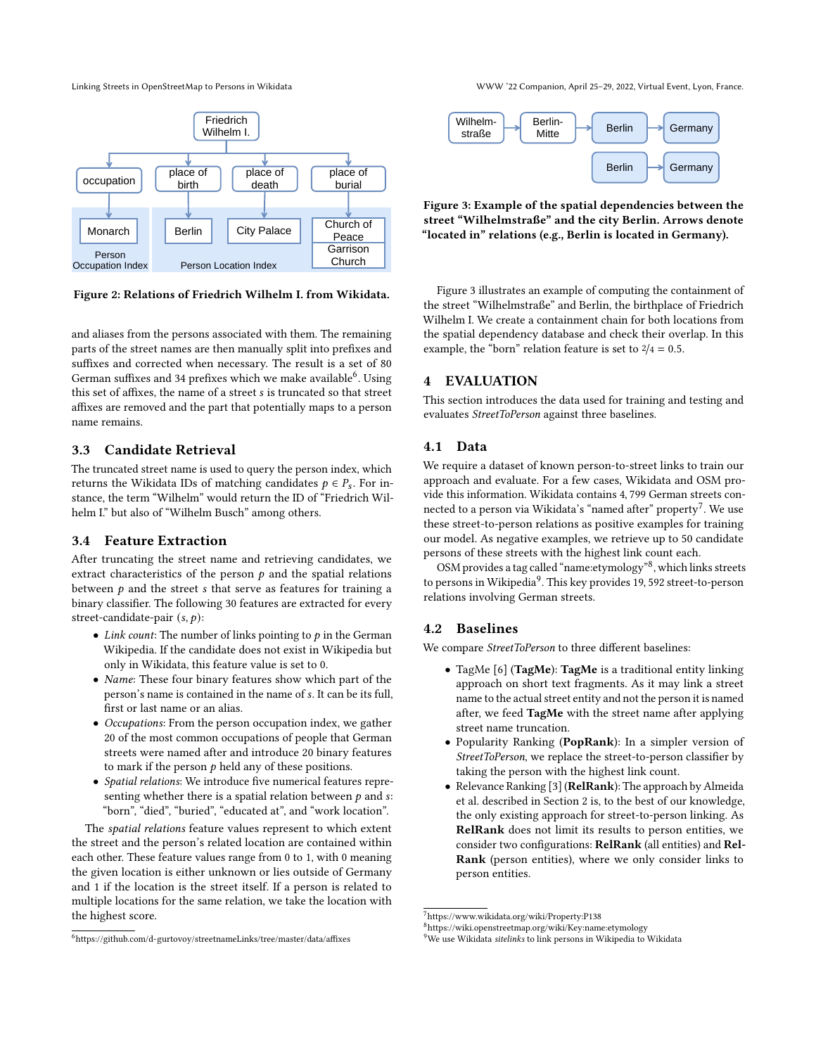Figure 2: Relations of Friedrich Wilhelm I. from Wikidata.

and aliases from the persons associated with them. The remaining parts of the street names are then manually split into prefixes and suffixes and corrected when necessary. The result is a set of 80 German suffixes and 34 prefixes which we make available[6]. Using this set of affixes, the name of a street $s$ is truncated so that street affixes are removed and the part that potentially maps to a person name remains.

### 3.3 Candidate Retrieval

The truncated street name is used to query the person index, which returns the Wikidata IDs of matching candidates $p \in P_s$. For instance, the term "Wilhelm" would return the ID of "Friedrich Wilhelm I." but also of "Wilhelm Busch" among others.

### 3.4 Feature Extraction

After truncating the street name and retrieving candidates, we extract characteristics of the person $p$ and the spatial relations between $p$ and the street $s$ that serve as features for training a binary classifier. The following 30 features are extracted for every street-candidate-pair $(s, p)$:

- *Link count*: The number of links pointing to $p$ in the German Wikipedia. If the candidate does not exist in Wikipedia but only in Wikidata, this feature value is set to 0.
- *Name*: These four binary features show which part of the person's name is contained in the name of $s$. It can be its full, first or last name or an alias.
- *Occupations*: From the person occupation index, we gather 20 of the most common occupations of people that German streets were named after and introduce 20 binary features to mark if the person $p$ held any of these positions.
- *Spatial relations*: We introduce five numerical features representing whether there is a spatial relation between $p$ and $s$: "born", "died", "buried", "educated at", and "work location".

The *spatial relations* feature values represent to which extent the street and the person's related location are contained within each other. These feature values range from 0 to 1, with 0 meaning the given location is either unknown or lies outside of Germany and 1 if the location is the street itself. If a person is related to multiple locations for the same relation, we take the location with the highest score.

Figure 3: Example of the spatial dependencies between the street "Wilhelmstraße" and the city Berlin. Arrows denote "located in" relations (e.g., Berlin is located in Germany).

Figure 3 illustrates an example of computing the containment of the street "Wilhelmstraße" and Berlin, the birthplace of Friedrich Wilhelm I. We create a containment chain for both locations from the spatial dependency database and check their overlap. In this example, the "born" relation feature is set to $2/4 = 0.5$.

## 4 EVALUATION

This section introduces the data used for training and testing and evaluates *StreetToPerson* against three baselines.

### 4.1 Data

We require a dataset of known person-to-street links to train our approach and evaluate. For a few cases, Wikidata and OSM provide this information. Wikidata contains 4,799 German streets connected to a person via Wikidata's "named after" property[7]. We use these street-to-person relations as positive examples for training our model. As negative examples, we retrieve up to 50 candidate persons of these streets with the highest link count each.

OSM provides a tag called "name:etymology"[8], which links streets to persons in Wikipedia[9]. This key provides 19,592 street-to-person relations involving German streets.

### 4.2 Baselines

We compare *StreetToPerson* to three different baselines:

- TagMe [6] (**TagMe**): **TagMe** is a traditional entity linking approach on short text fragments. As it may link a street name to the actual street entity and not the person it is named after, we feed **TagMe** with the street name after applying street name truncation.
- Popularity Ranking (**PopRank**): In a simpler version of *StreetToPerson*, we replace the street-to-person classifier by taking the person with the highest link count.
- Relevance Ranking [3] (**RelRank**): The approach by Almeida et al. described in Section 2 is, to the best of our knowledge, the only existing approach for street-to-person linking. As **RelRank** does not limit its results to person entities, we consider two configurations: **RelRank** (all entities) and **RelRank** (person entities), where we only consider links to person entities.

[6] https://github.com/d-gurtovoy/streetnameLinks/tree/master/data/affixes

[7] https://www.wikidata.org/wiki/Property:P138

[8] https://wiki.openstreetmap.org/wiki/Key:name:etymology

[9] We use Wikidata *sitelinks* to link persons in Wikipedia to Wikidata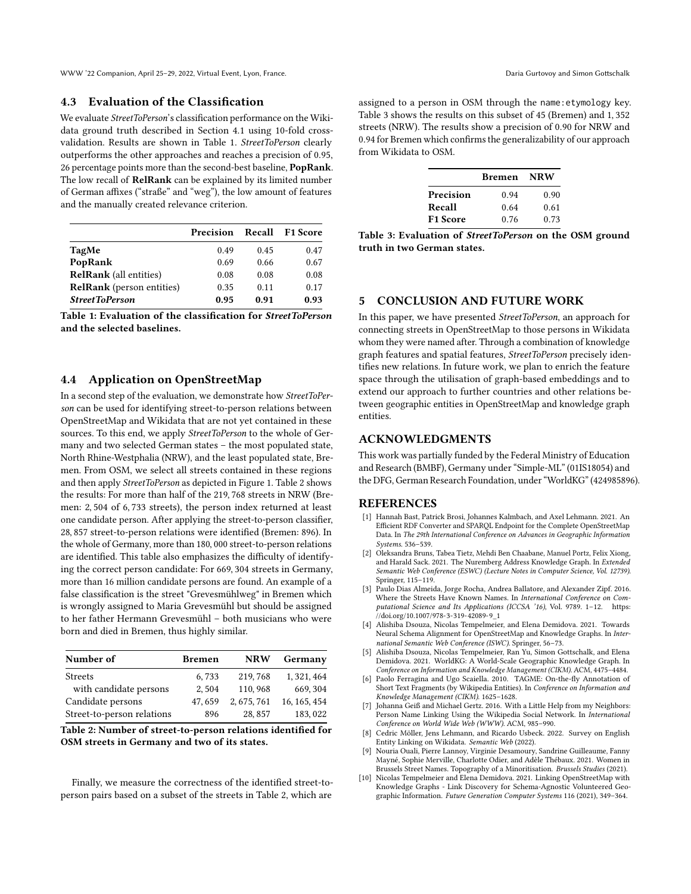### 4.3 Evaluation of the Classification

We evaluate *StreetToPerson*'s classification performance on the Wikidata ground truth described in Section 4.1 using 10-fold cross-validation. Results are shown in Table 1. *StreetToPerson* clearly outperforms the other approaches and reaches a precision of 0.95, 26 percentage points more than the second-best baseline, **PopRank**. The low recall of **RelRank** can be explained by its limited number of German affixes ("straße" and "weg"), the low amount of features and the manually created relevance criterion.

| | Precision | Recall | F1 Score |
|---|---|---|---|
| **TagMe** | 0.49 | 0.45 | 0.47 |
| **PopRank** | 0.69 | 0.66 | 0.67 |
| **RelRank** (all entities) | 0.08 | 0.08 | 0.08 |
| **RelRank** (person entities) | 0.35 | 0.11 | 0.17 |
| ***StreetToPerson*** | **0.95** | **0.91** | **0.93** |

**Table 1: Evaluation of the classification for *StreetToPerson* and the selected baselines.**

### 4.4 Application on OpenStreetMap

In a second step of the evaluation, we demonstrate how *StreetToPerson* can be used for identifying street-to-person relations between OpenStreetMap and Wikidata that are not yet contained in these sources. To this end, we apply *StreetToPerson* to the whole of Germany and two selected German states – the most populated state, North Rhine-Westphalia (NRW), and the least populated state, Bremen. From OSM, we select all streets contained in these regions and then apply *StreetToPerson* as depicted in Figure 1. Table 2 shows the results: For more than half of the 219, 768 streets in NRW (Bremen: 2, 504 of 6, 733 streets), the person index returned at least one candidate person. After applying the street-to-person classifier, 28, 857 street-to-person relations were identified (Bremen: 896). In the whole of Germany, more than 180, 000 street-to-person relations are identified. This table also emphasizes the difficulty of identifying the correct person candidate: For 669, 304 streets in Germany, more than 16 million candidate persons are found. An example of a false classification is the street "Grevesmühlweg" in Bremen which is wrongly assigned to Maria Grevesmühl but should be assigned to her father Hermann Grevesmühl – both musicians who were born and died in Bremen, thus highly similar.

| Number of | Bremen | NRW | Germany |
|---|---|---|---|
| Streets | 6, 733 | 219, 768 | 1, 321, 464 |
| with candidate persons | 2, 504 | 110, 968 | 669, 304 |
| Candidate persons | 47, 659 | 2, 675, 761 | 16, 165, 454 |
| Street-to-person relations | 896 | 28, 857 | 183, 022 |

**Table 2: Number of street-to-person relations identified for OSM streets in Germany and two of its states.**

Finally, we measure the correctness of the identified street-to-person pairs based on a subset of the streets in Table 2, which are assigned to a person in OSM through the name:etymology key. Table 3 shows the results on this subset of 45 (Bremen) and 1, 352 streets (NRW). The results show a precision of 0.90 for NRW and 0.94 for Bremen which confirms the generalizability of our approach from Wikidata to OSM.

| | Bremen | NRW |
|---|---|---|
| **Precision** | 0.94 | 0.90 |
| **Recall** | 0.64 | 0.61 |
| **F1 Score** | 0.76 | 0.73 |

**Table 3: Evaluation of *StreetToPerson* on the OSM ground truth in two German states.**

## 5 CONCLUSION AND FUTURE WORK

In this paper, we have presented *StreetToPerson*, an approach for connecting streets in OpenStreetMap to those persons in Wikidata whom they were named after. Through a combination of knowledge graph features and spatial features, *StreetToPerson* precisely identifies new relations. In future work, we plan to enrich the feature space through the utilisation of graph-based embeddings and to extend our approach to further countries and other relations between geographic entities in OpenStreetMap and knowledge graph entities.

## ACKNOWLEDGMENTS

This work was partially funded by the Federal Ministry of Education and Research (BMBF), Germany under "Simple-ML" (01IS18054) and the DFG, German Research Foundation, under "WorldKG" (424985896).

## REFERENCES

[1] Hannah Bast, Patrick Brosi, Johannes Kalmbach, and Axel Lehmann. 2021. An Efficient RDF Converter and SPARQL Endpoint for the Complete OpenStreetMap Data. In *The 29th International Conference on Advances in Geographic Information Systems*. 536–539.

[2] Oleksandra Bruns, Tabea Tietz, Mehdi Ben Chaabane, Manuel Portz, Felix Xiong, and Harald Sack. 2021. The Nuremberg Address Knowledge Graph. In *Extended Semantic Web Conference (ESWC) (Lecture Notes in Computer Science, Vol. 12739)*. Springer, 115–119.

[3] Paulo Dias Almeida, Jorge Rocha, Andrea Ballatore, and Alexander Zipf. 2016. Where the Streets Have Known Names. In *International Conference on Computational Science and Its Applications (ICCSA '16)*, Vol. 9789. 1–12. https://doi.org/10.1007/978-3-319-42089-9_1

[4] Alishiba Dsouza, Nicolas Tempelmeier, and Elena Demidova. 2021. Towards Neural Schema Alignment for OpenStreetMap and Knowledge Graphs. In *International Semantic Web Conference (ISWC)*. Springer, 56–73.

[5] Alishiba Dsouza, Nicolas Tempelmeier, Ran Yu, Simon Gottschalk, and Elena Demidova. 2021. WorldKG: A World-Scale Geographic Knowledge Graph. In *Conference on Information and Knowledge Management (CIKM)*. ACM, 4475–4484.

[6] Paolo Ferragina and Ugo Scaiella. 2010. TAGME: On-the-fly Annotation of Short Text Fragments (by Wikipedia Entities). In *Conference on Information and Knowledge Management (CIKM)*. 1625–1628.

[7] Johanna Geiß and Michael Gertz. 2016. With a Little Help from my Neighbors: Person Name Linking Using the Wikipedia Social Network. In *International Conference on World Wide Web (WWW)*. ACM, 985–990.

[8] Cedric Möller, Jens Lehmann, and Ricardo Usbeck. 2022. Survey on English Entity Linking on Wikidata. *Semantic Web* (2022).

[9] Nouria Ouali, Pierre Lannoy, Virginie Desamoury, Sandrine Guilleaume, Fanny Mayné, Sophie Merville, Charlotte Odier, and Adèle Thébaux. 2021. Women in Brussels Street Names. Topography of a Minoritisation. *Brussels Studies* (2021).

[10] Nicolas Tempelmeier and Elena Demidova. 2021. Linking OpenStreetMap with Knowledge Graphs - Link Discovery for Schema-Agnostic Volunteered Geographic Information. *Future Generation Computer Systems* 116 (2021), 349–364.